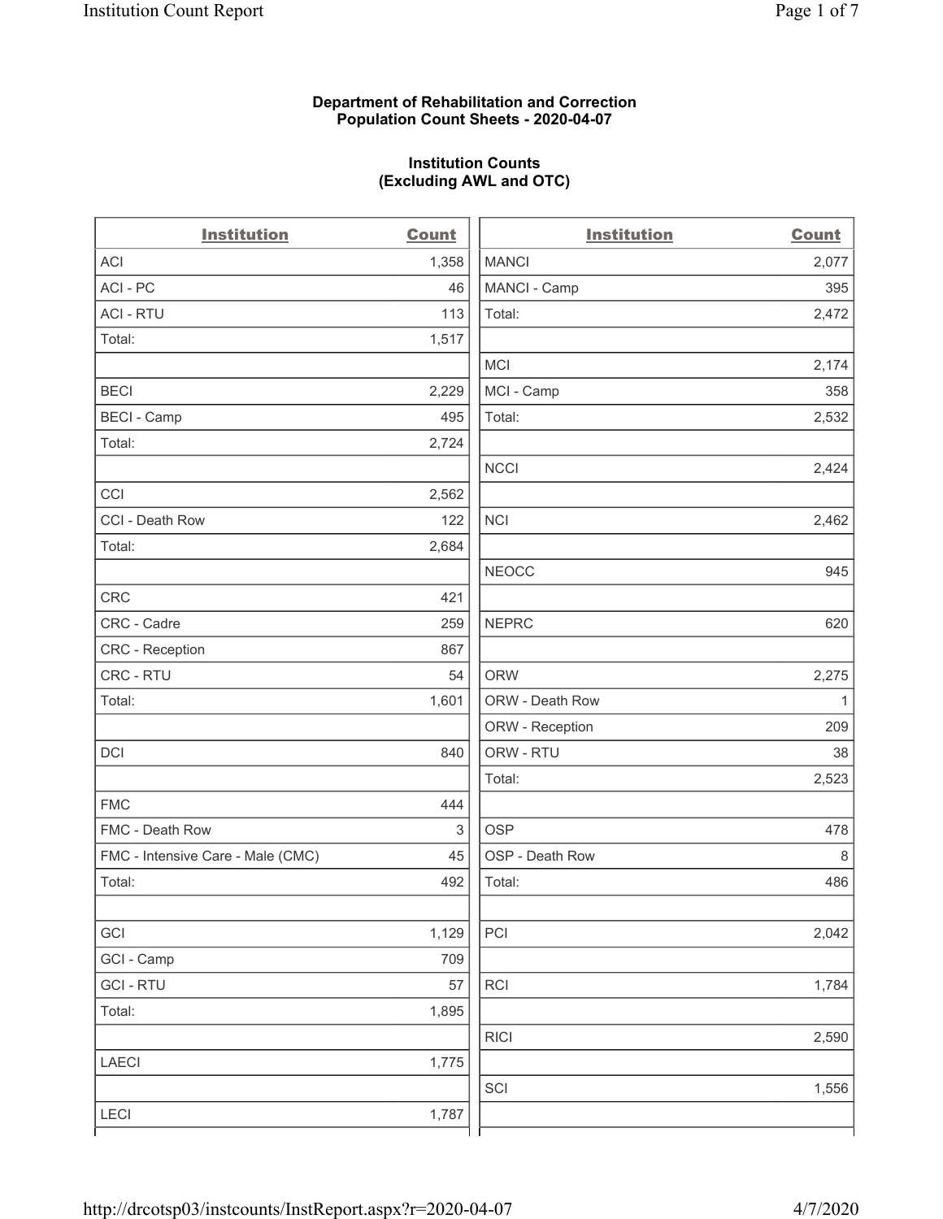**Department of Rehabilitation and Correction**
**Population Count Sheets - 2020-04-07**

**Institution Counts**
**(Excluding AWL and OTC)**

| Institution | Count |
|---|---|
| ACI | 1,358 |
| ACI - PC | 46 |
| ACI - RTU | 113 |
| Total: | 1,517 |
| | |
| BECI | 2,229 |
| BECI - Camp | 495 |
| Total: | 2,724 |
| | |
| CCI | 2,562 |
| CCI - Death Row | 122 |
| Total: | 2,684 |
| | |
| CRC | 421 |
| CRC - Cadre | 259 |
| CRC - Reception | 867 |
| CRC - RTU | 54 |
| Total: | 1,601 |
| | |
| DCI | 840 |
| | |
| FMC | 444 |
| FMC - Death Row | 3 |
| FMC - Intensive Care - Male (CMC) | 45 |
| Total: | 492 |
| | |
| GCI | 1,129 |
| GCI - Camp | 709 |
| GCI - RTU | 57 |
| Total: | 1,895 |
| | |
| LAECI | 1,775 |
| | |
| LECI | 1,787 |

| Institution | Count |
|---|---|
| MANCI | 2,077 |
| MANCI - Camp | 395 |
| Total: | 2,472 |
| | |
| MCI | 2,174 |
| MCI - Camp | 358 |
| Total: | 2,532 |
| | |
| NCCI | 2,424 |
| | |
| NCI | 2,462 |
| | |
| NEOCC | 945 |
| | |
| NEPRC | 620 |
| | |
| ORW | 2,275 |
| ORW - Death Row | 1 |
| ORW - Reception | 209 |
| ORW - RTU | 38 |
| Total: | 2,523 |
| | |
| OSP | 478 |
| OSP - Death Row | 8 |
| Total: | 486 |
| | |
| PCI | 2,042 |
| | |
| RCI | 1,784 |
| | |
| RICI | 2,590 |
| | |
| SCI | 1,556 |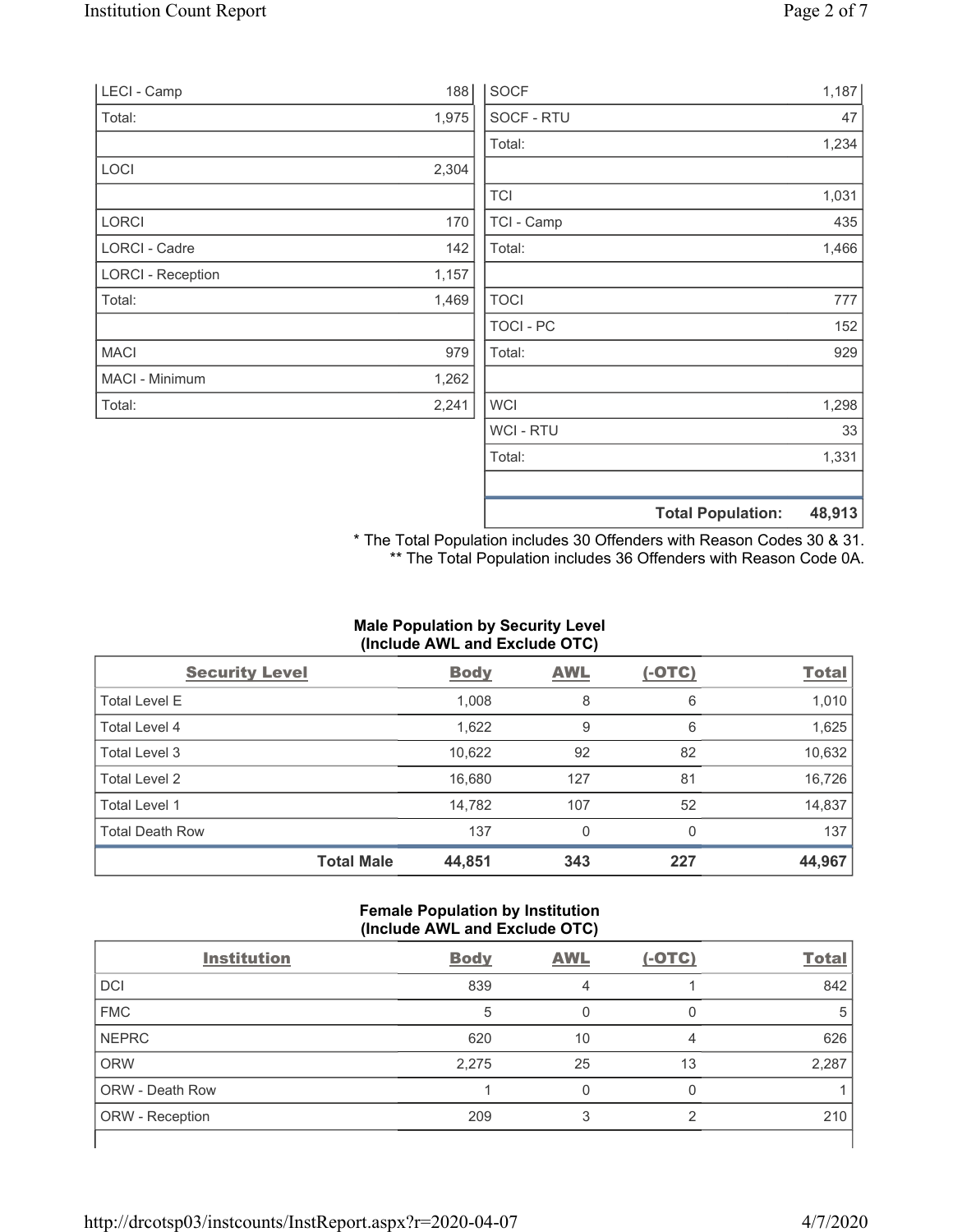| | |
|---|---|
| LECI - Camp | 188 |
| Total: | 1,975 |
| | |
| LOCI | 2,304 |
| | |
| LORCI | 170 |
| LORCI - Cadre | 142 |
| LORCI - Reception | 1,157 |
| Total: | 1,469 |
| | |
| MACI | 979 |
| MACI - Minimum | 1,262 |
| Total: | 2,241 |

| | |
|---|---|
| SOCF | 1,187 |
| SOCF - RTU | 47 |
| Total: | 1,234 |
| | |
| TCI | 1,031 |
| TCI - Camp | 435 |
| Total: | 1,466 |
| | |
| TOCI | 777 |
| TOCI - PC | 152 |
| Total: | 929 |
| | |
| WCI | 1,298 |
| WCI - RTU | 33 |
| Total: | 1,331 |
| | |
| **Total Population:** | **48,913** |

\* The Total Population includes 30 Offenders with Reason Codes 30 & 31.
\*\* The Total Population includes 36 Offenders with Reason Code 0A.

**Male Population by Security Level (Include AWL and Exclude OTC)**

| Security Level | Body | AWL | (-OTC) | Total |
|---|---|---|---|---|
| Total Level E | 1,008 | 8 | 6 | 1,010 |
| Total Level 4 | 1,622 | 9 | 6 | 1,625 |
| Total Level 3 | 10,622 | 92 | 82 | 10,632 |
| Total Level 2 | 16,680 | 127 | 81 | 16,726 |
| Total Level 1 | 14,782 | 107 | 52 | 14,837 |
| Total Death Row | 137 | 0 | 0 | 137 |
| **Total Male** | **44,851** | **343** | **227** | **44,967** |

**Female Population by Institution (Include AWL and Exclude OTC)**

| Institution | Body | AWL | (-OTC) | Total |
|---|---|---|---|---|
| DCI | 839 | 4 | 1 | 842 |
| FMC | 5 | 0 | 0 | 5 |
| NEPRC | 620 | 10 | 4 | 626 |
| ORW | 2,275 | 25 | 13 | 2,287 |
| ORW - Death Row | 1 | 0 | 0 | 1 |
| ORW - Reception | 209 | 3 | 2 | 210 |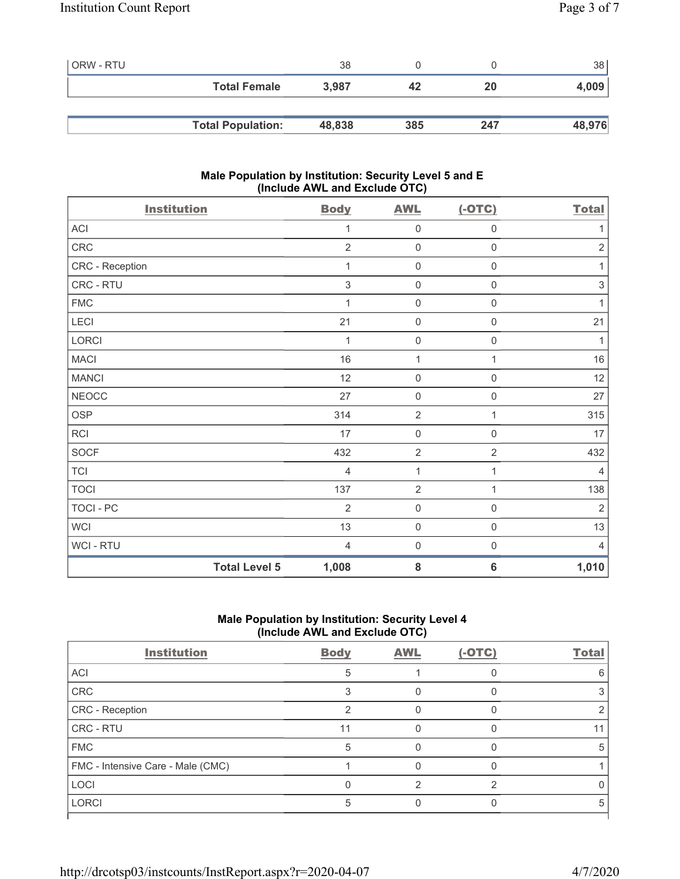| | Body | AWL | (-OTC) | Total |
|---|---|---|---|---|
| ORW - RTU | 38 | 0 | 0 | 38 |
| **Total Female** | **3,987** | **42** | **20** | **4,009** |
| | | | | |
| **Total Population:** | **48,838** | **385** | **247** | **48,976** |

## Male Population by Institution: Security Level 5 and E (Include AWL and Exclude OTC)

| Institution | Body | AWL | (-OTC) | Total |
|---|---|---|---|---|
| ACI | 1 | 0 | 0 | 1 |
| CRC | 2 | 0 | 0 | 2 |
| CRC - Reception | 1 | 0 | 0 | 1 |
| CRC - RTU | 3 | 0 | 0 | 3 |
| FMC | 1 | 0 | 0 | 1 |
| LECI | 21 | 0 | 0 | 21 |
| LORCI | 1 | 0 | 0 | 1 |
| MACI | 16 | 1 | 1 | 16 |
| MANCI | 12 | 0 | 0 | 12 |
| NEOCC | 27 | 0 | 0 | 27 |
| OSP | 314 | 2 | 1 | 315 |
| RCI | 17 | 0 | 0 | 17 |
| SOCF | 432 | 2 | 2 | 432 |
| TCI | 4 | 1 | 1 | 4 |
| TOCI | 137 | 2 | 1 | 138 |
| TOCI - PC | 2 | 0 | 0 | 2 |
| WCI | 13 | 0 | 0 | 13 |
| WCI - RTU | 4 | 0 | 0 | 4 |
| **Total Level 5** | **1,008** | **8** | **6** | **1,010** |

## Male Population by Institution: Security Level 4 (Include AWL and Exclude OTC)

| Institution | Body | AWL | (-OTC) | Total |
|---|---|---|---|---|
| ACI | 5 | 1 | 0 | 6 |
| CRC | 3 | 0 | 0 | 3 |
| CRC - Reception | 2 | 0 | 0 | 2 |
| CRC - RTU | 11 | 0 | 0 | 11 |
| FMC | 5 | 0 | 0 | 5 |
| FMC - Intensive Care - Male (CMC) | 1 | 0 | 0 | 1 |
| LOCI | 0 | 2 | 2 | 0 |
| LORCI | 5 | 0 | 0 | 5 |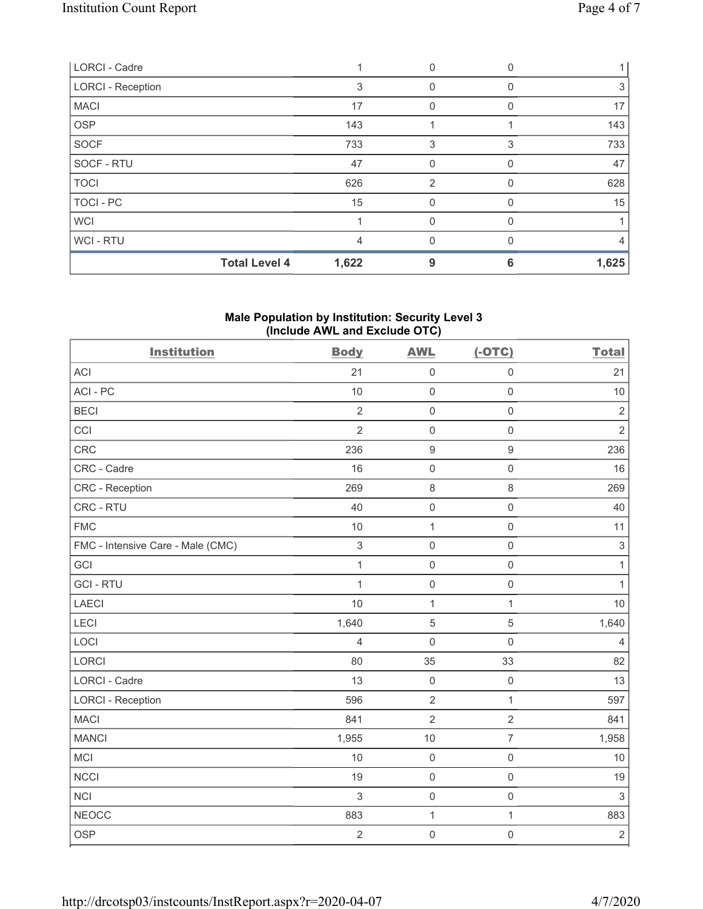| LORCI - Cadre | 1 | 0 | 0 | 1 |
|---|---|---|---|---|
| LORCI - Reception | 3 | 0 | 0 | 3 |
| MACI | 17 | 0 | 0 | 17 |
| OSP | 143 | 1 | 1 | 143 |
| SOCF | 733 | 3 | 3 | 733 |
| SOCF - RTU | 47 | 0 | 0 | 47 |
| TOCI | 626 | 2 | 0 | 628 |
| TOCI - PC | 15 | 0 | 0 | 15 |
| WCI | 1 | 0 | 0 | 1 |
| WCI - RTU | 4 | 0 | 0 | 4 |
| **Total Level 4** | **1,622** | **9** | **6** | **1,625** |

### Male Population by Institution: Security Level 3 (Include AWL and Exclude OTC)

| Institution | Body | AWL | (-OTC) | Total |
|---|---|---|---|---|
| ACI | 21 | 0 | 0 | 21 |
| ACI - PC | 10 | 0 | 0 | 10 |
| BECI | 2 | 0 | 0 | 2 |
| CCI | 2 | 0 | 0 | 2 |
| CRC | 236 | 9 | 9 | 236 |
| CRC - Cadre | 16 | 0 | 0 | 16 |
| CRC - Reception | 269 | 8 | 8 | 269 |
| CRC - RTU | 40 | 0 | 0 | 40 |
| FMC | 10 | 1 | 0 | 11 |
| FMC - Intensive Care - Male (CMC) | 3 | 0 | 0 | 3 |
| GCI | 1 | 0 | 0 | 1 |
| GCI - RTU | 1 | 0 | 0 | 1 |
| LAECI | 10 | 1 | 1 | 10 |
| LECI | 1,640 | 5 | 5 | 1,640 |
| LOCI | 4 | 0 | 0 | 4 |
| LORCI | 80 | 35 | 33 | 82 |
| LORCI - Cadre | 13 | 0 | 0 | 13 |
| LORCI - Reception | 596 | 2 | 1 | 597 |
| MACI | 841 | 2 | 2 | 841 |
| MANCI | 1,955 | 10 | 7 | 1,958 |
| MCI | 10 | 0 | 0 | 10 |
| NCCI | 19 | 0 | 0 | 19 |
| NCI | 3 | 0 | 0 | 3 |
| NEOCC | 883 | 1 | 1 | 883 |
| OSP | 2 | 0 | 0 | 2 |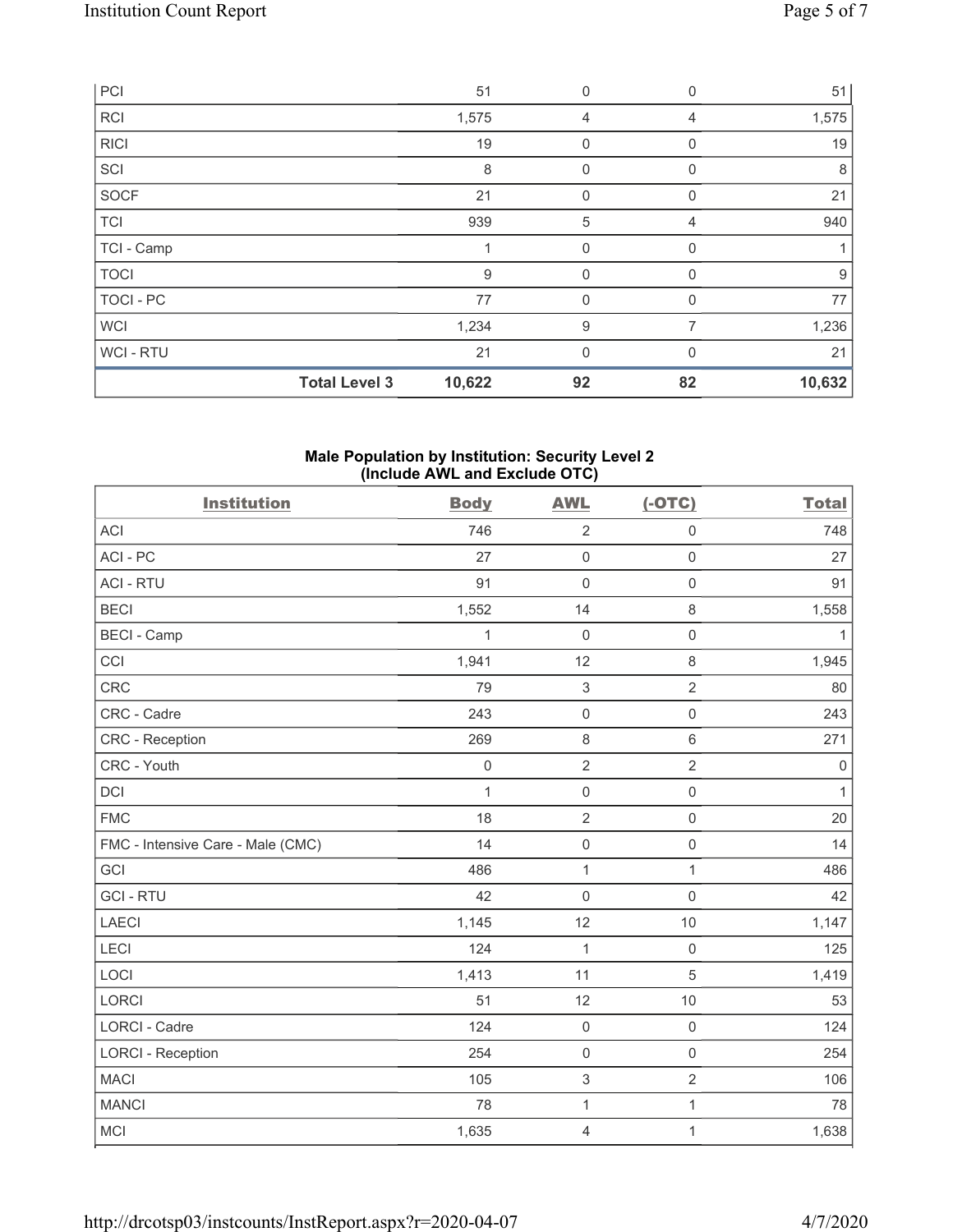| | | | | |
|---|---|---|---|---|
| PCI | 51 | 0 | 0 | 51 |
| RCI | 1,575 | 4 | 4 | 1,575 |
| RICI | 19 | 0 | 0 | 19 |
| SCI | 8 | 0 | 0 | 8 |
| SOCF | 21 | 0 | 0 | 21 |
| TCI | 939 | 5 | 4 | 940 |
| TCI - Camp | 1 | 0 | 0 | 1 |
| TOCI | 9 | 0 | 0 | 9 |
| TOCI - PC | 77 | 0 | 0 | 77 |
| WCI | 1,234 | 9 | 7 | 1,236 |
| WCI - RTU | 21 | 0 | 0 | 21 |
| **Total Level 3** | **10,622** | **92** | **82** | **10,632** |

**Male Population by Institution: Security Level 2 (Include AWL and Exclude OTC)**

| Institution | Body | AWL | (-OTC) | Total |
|---|---|---|---|---|
| ACI | 746 | 2 | 0 | 748 |
| ACI - PC | 27 | 0 | 0 | 27 |
| ACI - RTU | 91 | 0 | 0 | 91 |
| BECI | 1,552 | 14 | 8 | 1,558 |
| BECI - Camp | 1 | 0 | 0 | 1 |
| CCI | 1,941 | 12 | 8 | 1,945 |
| CRC | 79 | 3 | 2 | 80 |
| CRC - Cadre | 243 | 0 | 0 | 243 |
| CRC - Reception | 269 | 8 | 6 | 271 |
| CRC - Youth | 0 | 2 | 2 | 0 |
| DCI | 1 | 0 | 0 | 1 |
| FMC | 18 | 2 | 0 | 20 |
| FMC - Intensive Care - Male (CMC) | 14 | 0 | 0 | 14 |
| GCI | 486 | 1 | 1 | 486 |
| GCI - RTU | 42 | 0 | 0 | 42 |
| LAECI | 1,145 | 12 | 10 | 1,147 |
| LECI | 124 | 1 | 0 | 125 |
| LOCI | 1,413 | 11 | 5 | 1,419 |
| LORCI | 51 | 12 | 10 | 53 |
| LORCI - Cadre | 124 | 0 | 0 | 124 |
| LORCI - Reception | 254 | 0 | 0 | 254 |
| MACI | 105 | 3 | 2 | 106 |
| MANCI | 78 | 1 | 1 | 78 |
| MCI | 1,635 | 4 | 1 | 1,638 |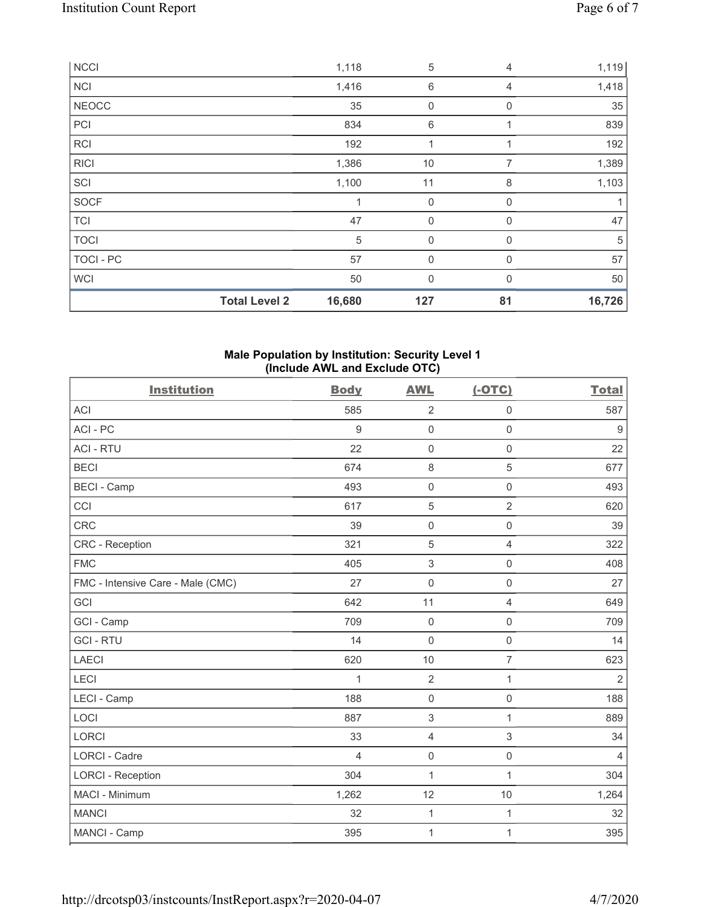| | Body | AWL | (-OTC) | Total |
|---|---|---|---|---|
| NCCI | 1,118 | 5 | 4 | 1,119 |
| NCI | 1,416 | 6 | 4 | 1,418 |
| NEOCC | 35 | 0 | 0 | 35 |
| PCI | 834 | 6 | 1 | 839 |
| RCI | 192 | 1 | 1 | 192 |
| RICI | 1,386 | 10 | 7 | 1,389 |
| SCI | 1,100 | 11 | 8 | 1,103 |
| SOCF | 1 | 0 | 0 | 1 |
| TCI | 47 | 0 | 0 | 47 |
| TOCI | 5 | 0 | 0 | 5 |
| TOCI - PC | 57 | 0 | 0 | 57 |
| WCI | 50 | 0 | 0 | 50 |
| **Total Level 2** | **16,680** | **127** | **81** | **16,726** |

**Male Population by Institution: Security Level 1 (Include AWL and Exclude OTC)**

| Institution | Body | AWL | (-OTC) | Total |
|---|---|---|---|---|
| ACI | 585 | 2 | 0 | 587 |
| ACI - PC | 9 | 0 | 0 | 9 |
| ACI - RTU | 22 | 0 | 0 | 22 |
| BECI | 674 | 8 | 5 | 677 |
| BECI - Camp | 493 | 0 | 0 | 493 |
| CCI | 617 | 5 | 2 | 620 |
| CRC | 39 | 0 | 0 | 39 |
| CRC - Reception | 321 | 5 | 4 | 322 |
| FMC | 405 | 3 | 0 | 408 |
| FMC - Intensive Care - Male (CMC) | 27 | 0 | 0 | 27 |
| GCI | 642 | 11 | 4 | 649 |
| GCI - Camp | 709 | 0 | 0 | 709 |
| GCI - RTU | 14 | 0 | 0 | 14 |
| LAECI | 620 | 10 | 7 | 623 |
| LECI | 1 | 2 | 1 | 2 |
| LECI - Camp | 188 | 0 | 0 | 188 |
| LOCI | 887 | 3 | 1 | 889 |
| LORCI | 33 | 4 | 3 | 34 |
| LORCI - Cadre | 4 | 0 | 0 | 4 |
| LORCI - Reception | 304 | 1 | 1 | 304 |
| MACI - Minimum | 1,262 | 12 | 10 | 1,264 |
| MANCI | 32 | 1 | 1 | 32 |
| MANCI - Camp | 395 | 1 | 1 | 395 |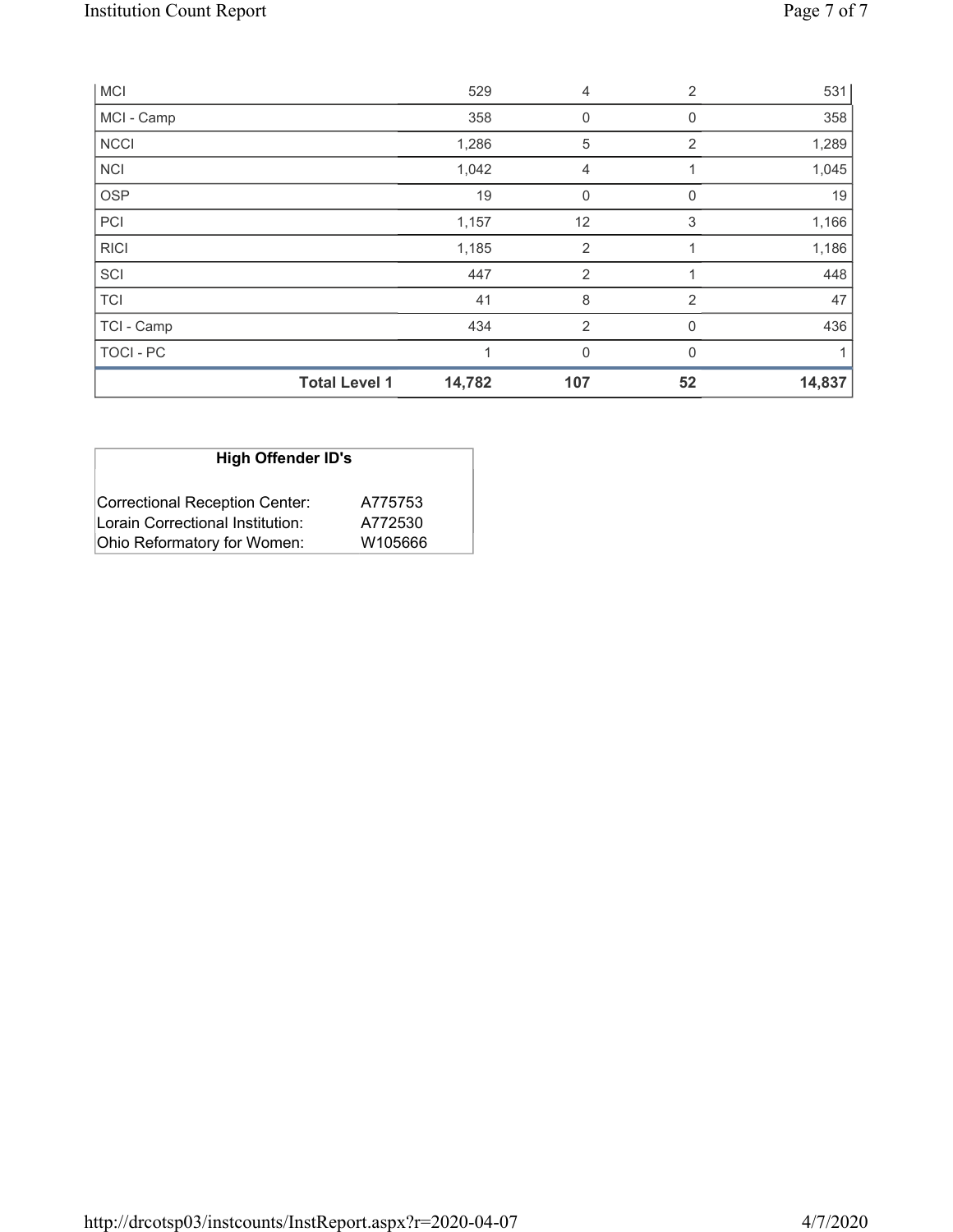| | | | | |
|---|---|---|---|---|
| MCI | 529 | 4 | 2 | 531 |
| MCI - Camp | 358 | 0 | 0 | 358 |
| NCCI | 1,286 | 5 | 2 | 1,289 |
| NCI | 1,042 | 4 | 1 | 1,045 |
| OSP | 19 | 0 | 0 | 19 |
| PCI | 1,157 | 12 | 3 | 1,166 |
| RICI | 1,185 | 2 | 1 | 1,186 |
| SCI | 447 | 2 | 1 | 448 |
| TCI | 41 | 8 | 2 | 47 |
| TCI - Camp | 434 | 2 | 0 | 436 |
| TOCI - PC | 1 | 0 | 0 | 1 |
| **Total Level 1** | **14,782** | **107** | **52** | **14,837** |

| High Offender ID's | |
|---|---|
| Correctional Reception Center: | A775753 |
| Lorain Correctional Institution: | A772530 |
| Ohio Reformatory for Women: | W105666 |